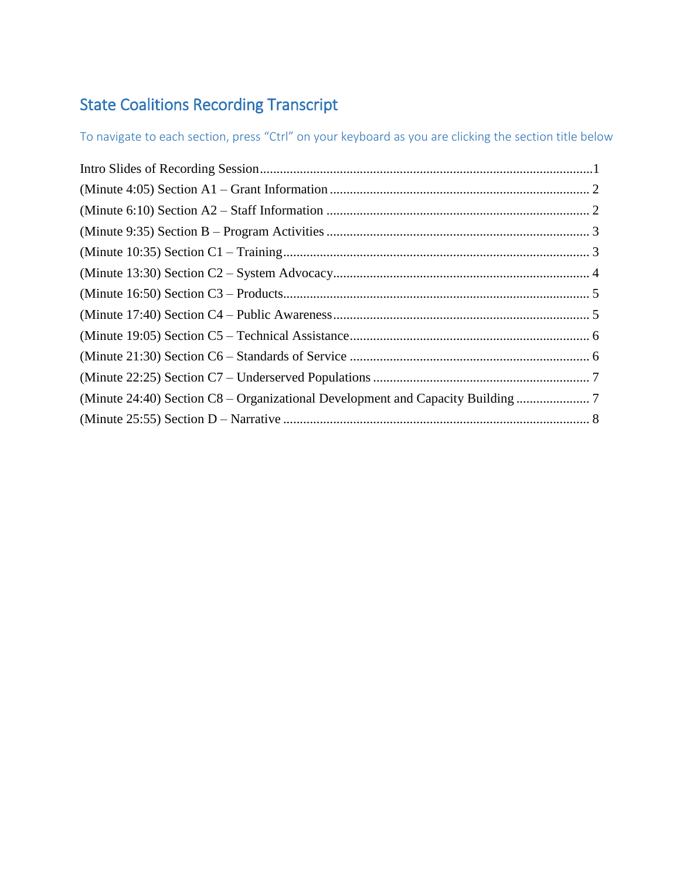# State Coalitions Recording Transcript

To navigate to each section, press "Ctrl" on your keyboard as you are clicking the section title below

Intro Slides of Recording Session....................................................................................................1
(Minute 4:05) Section A1 – Grant Information .............................................................................. 2
(Minute 6:10) Section A2 – Staff Information ............................................................................... 2
(Minute 9:35) Section B – Program Activities ............................................................................... 3
(Minute 10:35) Section C1 – Training............................................................................................ 3
(Minute 13:30) Section C2 – System Advocacy............................................................................. 4
(Minute 16:50) Section C3 – Products............................................................................................ 5
(Minute 17:40) Section C4 – Public Awareness............................................................................. 5
(Minute 19:05) Section C5 – Technical Assistance........................................................................ 6
(Minute 21:30) Section C6 – Standards of Service ........................................................................ 6
(Minute 22:25) Section C7 – Underserved Populations ................................................................. 7
(Minute 24:40) Section C8 – Organizational Development and Capacity Building ...................... 7
(Minute 25:55) Section D – Narrative ............................................................................................ 8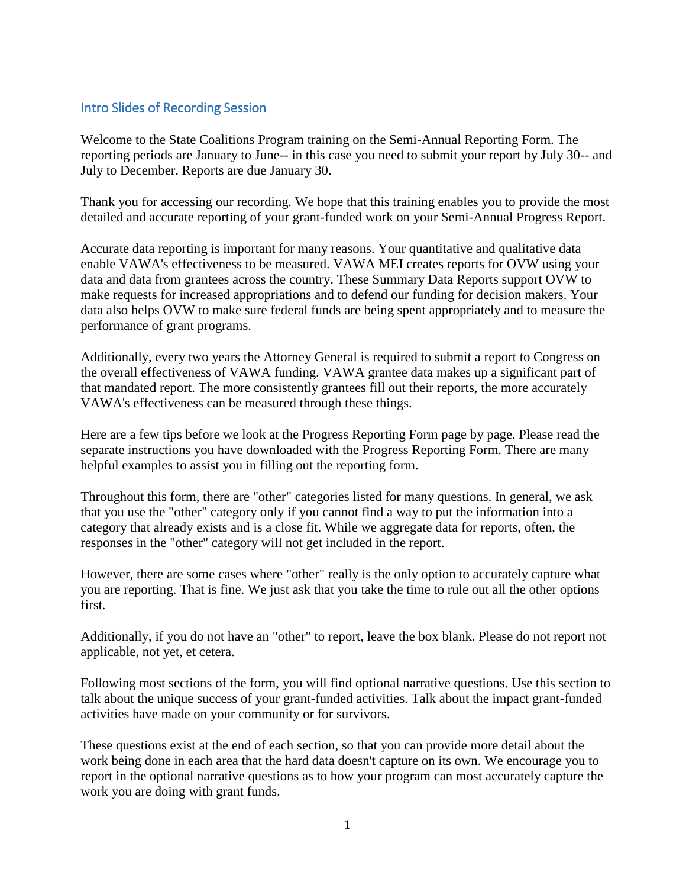## Intro Slides of Recording Session

Welcome to the State Coalitions Program training on the Semi-Annual Reporting Form. The reporting periods are January to June-- in this case you need to submit your report by July 30-- and July to December. Reports are due January 30.

Thank you for accessing our recording. We hope that this training enables you to provide the most detailed and accurate reporting of your grant-funded work on your Semi-Annual Progress Report.

Accurate data reporting is important for many reasons. Your quantitative and qualitative data enable VAWA's effectiveness to be measured. VAWA MEI creates reports for OVW using your data and data from grantees across the country. These Summary Data Reports support OVW to make requests for increased appropriations and to defend our funding for decision makers. Your data also helps OVW to make sure federal funds are being spent appropriately and to measure the performance of grant programs.

Additionally, every two years the Attorney General is required to submit a report to Congress on the overall effectiveness of VAWA funding. VAWA grantee data makes up a significant part of that mandated report. The more consistently grantees fill out their reports, the more accurately VAWA's effectiveness can be measured through these things.

Here are a few tips before we look at the Progress Reporting Form page by page. Please read the separate instructions you have downloaded with the Progress Reporting Form. There are many helpful examples to assist you in filling out the reporting form.

Throughout this form, there are "other" categories listed for many questions. In general, we ask that you use the "other" category only if you cannot find a way to put the information into a category that already exists and is a close fit. While we aggregate data for reports, often, the responses in the "other" category will not get included in the report.

However, there are some cases where "other" really is the only option to accurately capture what you are reporting. That is fine. We just ask that you take the time to rule out all the other options first.

Additionally, if you do not have an "other" to report, leave the box blank. Please do not report not applicable, not yet, et cetera.

Following most sections of the form, you will find optional narrative questions. Use this section to talk about the unique success of your grant-funded activities. Talk about the impact grant-funded activities have made on your community or for survivors.

These questions exist at the end of each section, so that you can provide more detail about the work being done in each area that the hard data doesn't capture on its own. We encourage you to report in the optional narrative questions as to how your program can most accurately capture the work you are doing with grant funds.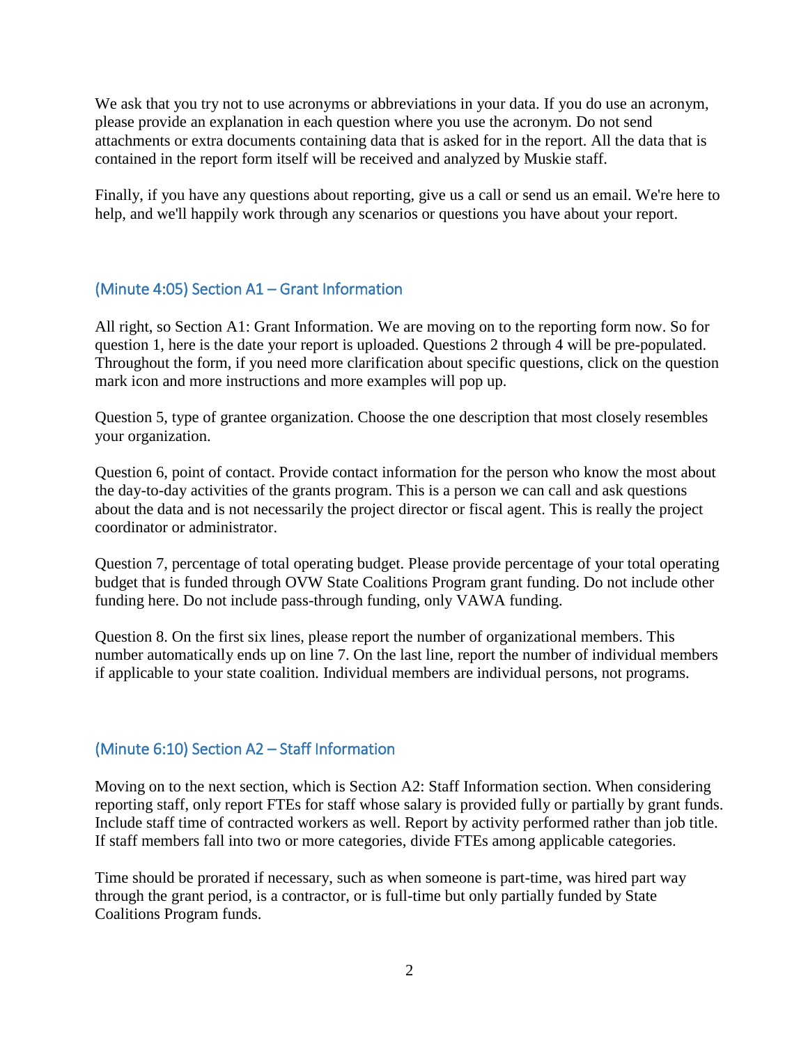We ask that you try not to use acronyms or abbreviations in your data. If you do use an acronym, please provide an explanation in each question where you use the acronym. Do not send attachments or extra documents containing data that is asked for in the report. All the data that is contained in the report form itself will be received and analyzed by Muskie staff.

Finally, if you have any questions about reporting, give us a call or send us an email. We're here to help, and we'll happily work through any scenarios or questions you have about your report.

## (Minute 4:05) Section A1 – Grant Information

All right, so Section A1: Grant Information. We are moving on to the reporting form now. So for question 1, here is the date your report is uploaded. Questions 2 through 4 will be pre-populated. Throughout the form, if you need more clarification about specific questions, click on the question mark icon and more instructions and more examples will pop up.

Question 5, type of grantee organization. Choose the one description that most closely resembles your organization.

Question 6, point of contact. Provide contact information for the person who know the most about the day-to-day activities of the grants program. This is a person we can call and ask questions about the data and is not necessarily the project director or fiscal agent. This is really the project coordinator or administrator.

Question 7, percentage of total operating budget. Please provide percentage of your total operating budget that is funded through OVW State Coalitions Program grant funding. Do not include other funding here. Do not include pass-through funding, only VAWA funding.

Question 8. On the first six lines, please report the number of organizational members. This number automatically ends up on line 7. On the last line, report the number of individual members if applicable to your state coalition. Individual members are individual persons, not programs.

## (Minute 6:10) Section A2 – Staff Information

Moving on to the next section, which is Section A2: Staff Information section. When considering reporting staff, only report FTEs for staff whose salary is provided fully or partially by grant funds. Include staff time of contracted workers as well. Report by activity performed rather than job title. If staff members fall into two or more categories, divide FTEs among applicable categories.

Time should be prorated if necessary, such as when someone is part-time, was hired part way through the grant period, is a contractor, or is full-time but only partially funded by State Coalitions Program funds.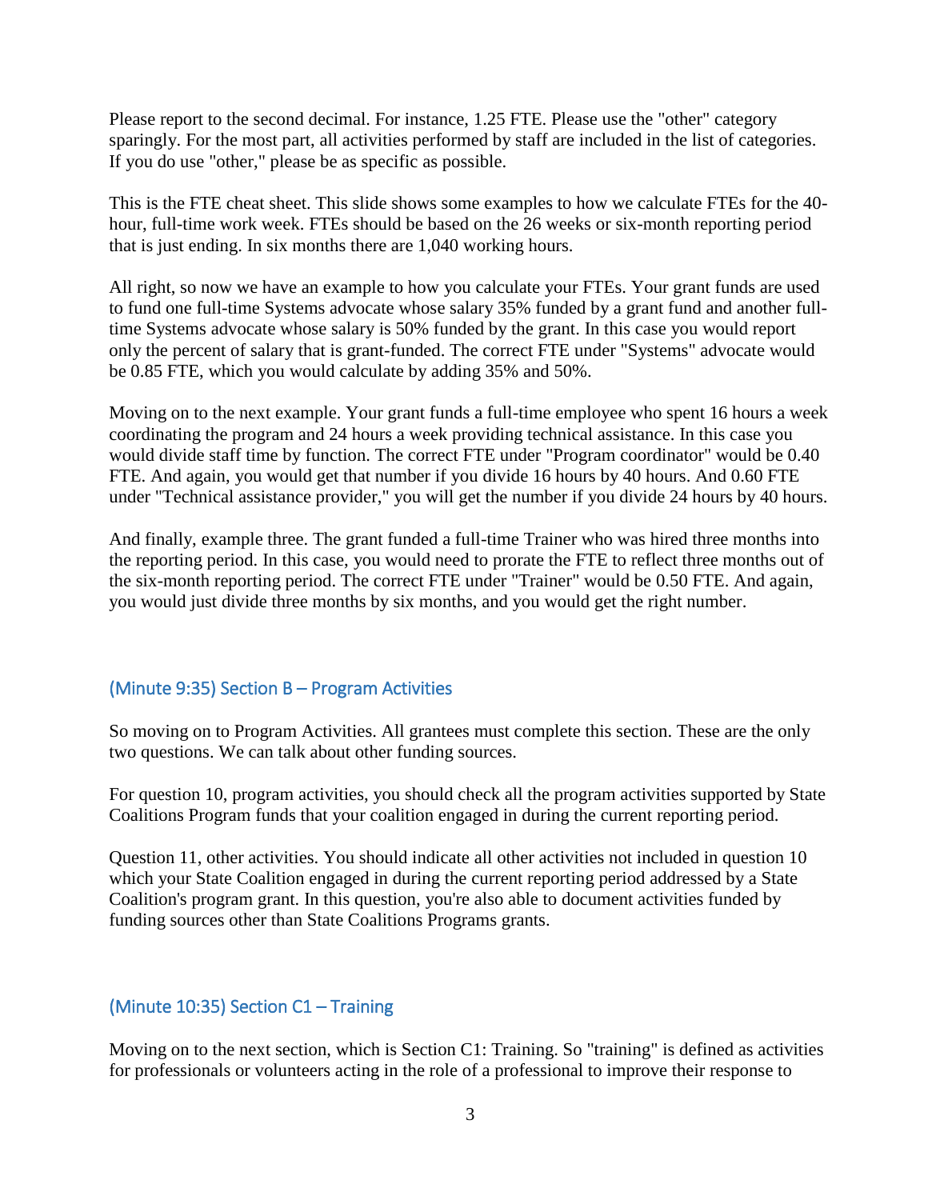Please report to the second decimal. For instance, 1.25 FTE. Please use the "other" category sparingly. For the most part, all activities performed by staff are included in the list of categories. If you do use "other," please be as specific as possible.

This is the FTE cheat sheet. This slide shows some examples to how we calculate FTEs for the 40-hour, full-time work week. FTEs should be based on the 26 weeks or six-month reporting period that is just ending. In six months there are 1,040 working hours.

All right, so now we have an example to how you calculate your FTEs. Your grant funds are used to fund one full-time Systems advocate whose salary 35% funded by a grant fund and another full-time Systems advocate whose salary is 50% funded by the grant. In this case you would report only the percent of salary that is grant-funded. The correct FTE under "Systems" advocate would be 0.85 FTE, which you would calculate by adding 35% and 50%.

Moving on to the next example. Your grant funds a full-time employee who spent 16 hours a week coordinating the program and 24 hours a week providing technical assistance. In this case you would divide staff time by function. The correct FTE under "Program coordinator" would be 0.40 FTE. And again, you would get that number if you divide 16 hours by 40 hours. And 0.60 FTE under "Technical assistance provider," you will get the number if you divide 24 hours by 40 hours.

And finally, example three. The grant funded a full-time Trainer who was hired three months into the reporting period. In this case, you would need to prorate the FTE to reflect three months out of the six-month reporting period. The correct FTE under "Trainer" would be 0.50 FTE. And again, you would just divide three months by six months, and you would get the right number.

### (Minute 9:35) Section B – Program Activities

So moving on to Program Activities. All grantees must complete this section. These are the only two questions. We can talk about other funding sources.

For question 10, program activities, you should check all the program activities supported by State Coalitions Program funds that your coalition engaged in during the current reporting period.

Question 11, other activities. You should indicate all other activities not included in question 10 which your State Coalition engaged in during the current reporting period addressed by a State Coalition's program grant. In this question, you're also able to document activities funded by funding sources other than State Coalitions Programs grants.

### (Minute 10:35) Section C1 – Training

Moving on to the next section, which is Section C1: Training. So "training" is defined as activities for professionals or volunteers acting in the role of a professional to improve their response to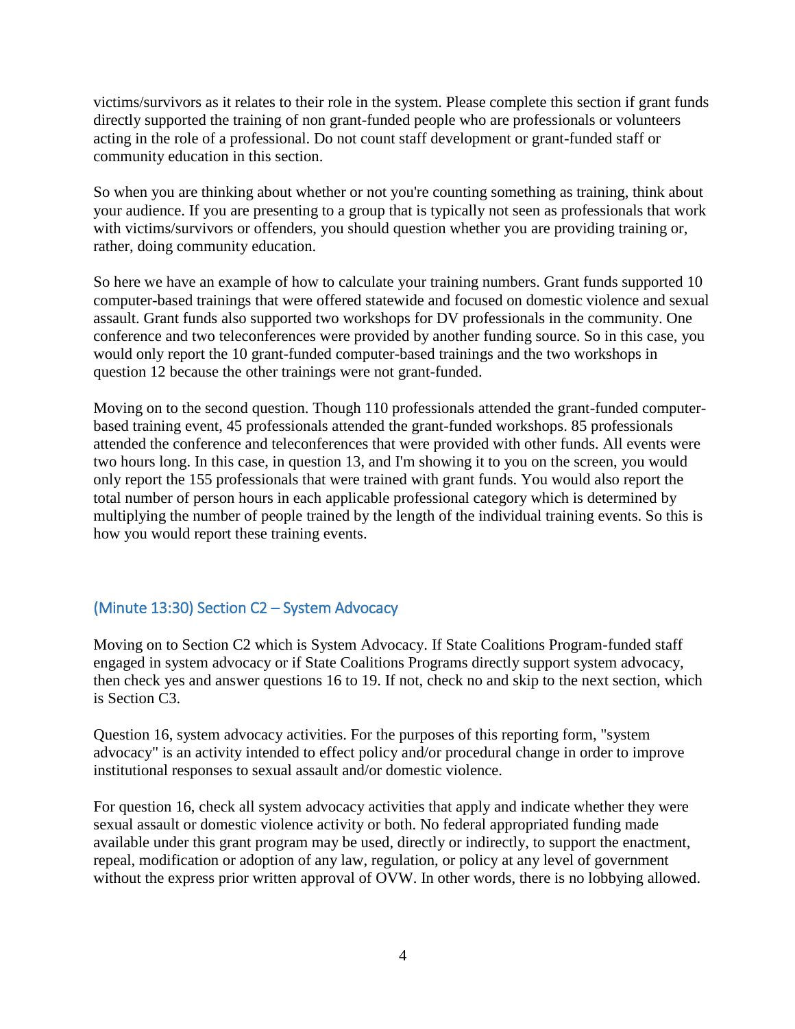victims/survivors as it relates to their role in the system. Please complete this section if grant funds directly supported the training of non grant-funded people who are professionals or volunteers acting in the role of a professional. Do not count staff development or grant-funded staff or community education in this section.

So when you are thinking about whether or not you're counting something as training, think about your audience. If you are presenting to a group that is typically not seen as professionals that work with victims/survivors or offenders, you should question whether you are providing training or, rather, doing community education.

So here we have an example of how to calculate your training numbers. Grant funds supported 10 computer-based trainings that were offered statewide and focused on domestic violence and sexual assault. Grant funds also supported two workshops for DV professionals in the community. One conference and two teleconferences were provided by another funding source. So in this case, you would only report the 10 grant-funded computer-based trainings and the two workshops in question 12 because the other trainings were not grant-funded.

Moving on to the second question. Though 110 professionals attended the grant-funded computer-based training event, 45 professionals attended the grant-funded workshops. 85 professionals attended the conference and teleconferences that were provided with other funds. All events were two hours long. In this case, in question 13, and I'm showing it to you on the screen, you would only report the 155 professionals that were trained with grant funds. You would also report the total number of person hours in each applicable professional category which is determined by multiplying the number of people trained by the length of the individual training events. So this is how you would report these training events.

## (Minute 13:30) Section C2 – System Advocacy

Moving on to Section C2 which is System Advocacy. If State Coalitions Program-funded staff engaged in system advocacy or if State Coalitions Programs directly support system advocacy, then check yes and answer questions 16 to 19. If not, check no and skip to the next section, which is Section C3.

Question 16, system advocacy activities. For the purposes of this reporting form, "system advocacy" is an activity intended to effect policy and/or procedural change in order to improve institutional responses to sexual assault and/or domestic violence.

For question 16, check all system advocacy activities that apply and indicate whether they were sexual assault or domestic violence activity or both. No federal appropriated funding made available under this grant program may be used, directly or indirectly, to support the enactment, repeal, modification or adoption of any law, regulation, or policy at any level of government without the express prior written approval of OVW. In other words, there is no lobbying allowed.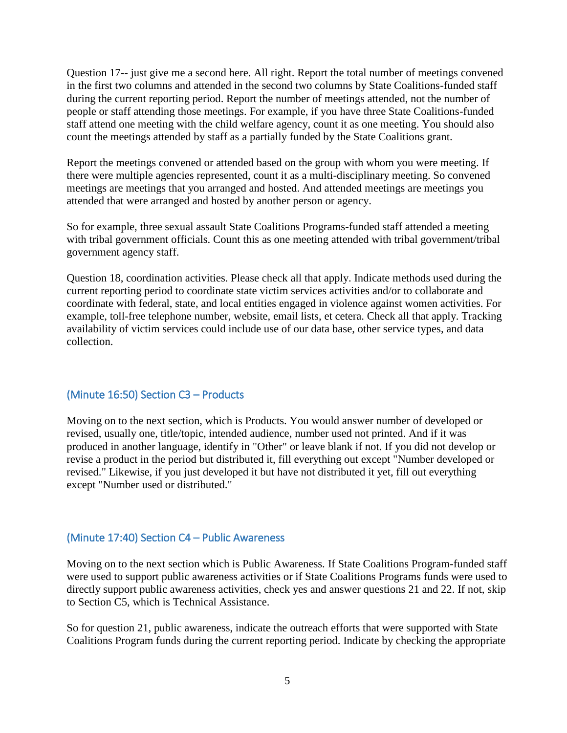Question 17-- just give me a second here. All right. Report the total number of meetings convened in the first two columns and attended in the second two columns by State Coalitions-funded staff during the current reporting period. Report the number of meetings attended, not the number of people or staff attending those meetings. For example, if you have three State Coalitions-funded staff attend one meeting with the child welfare agency, count it as one meeting. You should also count the meetings attended by staff as a partially funded by the State Coalitions grant.

Report the meetings convened or attended based on the group with whom you were meeting. If there were multiple agencies represented, count it as a multi-disciplinary meeting. So convened meetings are meetings that you arranged and hosted. And attended meetings are meetings you attended that were arranged and hosted by another person or agency.

So for example, three sexual assault State Coalitions Programs-funded staff attended a meeting with tribal government officials. Count this as one meeting attended with tribal government/tribal government agency staff.

Question 18, coordination activities. Please check all that apply. Indicate methods used during the current reporting period to coordinate state victim services activities and/or to collaborate and coordinate with federal, state, and local entities engaged in violence against women activities. For example, toll-free telephone number, website, email lists, et cetera. Check all that apply. Tracking availability of victim services could include use of our data base, other service types, and data collection.

## (Minute 16:50) Section C3 – Products

Moving on to the next section, which is Products. You would answer number of developed or revised, usually one, title/topic, intended audience, number used not printed. And if it was produced in another language, identify in "Other" or leave blank if not. If you did not develop or revise a product in the period but distributed it, fill everything out except "Number developed or revised." Likewise, if you just developed it but have not distributed it yet, fill out everything except "Number used or distributed."

## (Minute 17:40) Section C4 – Public Awareness

Moving on to the next section which is Public Awareness. If State Coalitions Program-funded staff were used to support public awareness activities or if State Coalitions Programs funds were used to directly support public awareness activities, check yes and answer questions 21 and 22. If not, skip to Section C5, which is Technical Assistance.

So for question 21, public awareness, indicate the outreach efforts that were supported with State Coalitions Program funds during the current reporting period. Indicate by checking the appropriate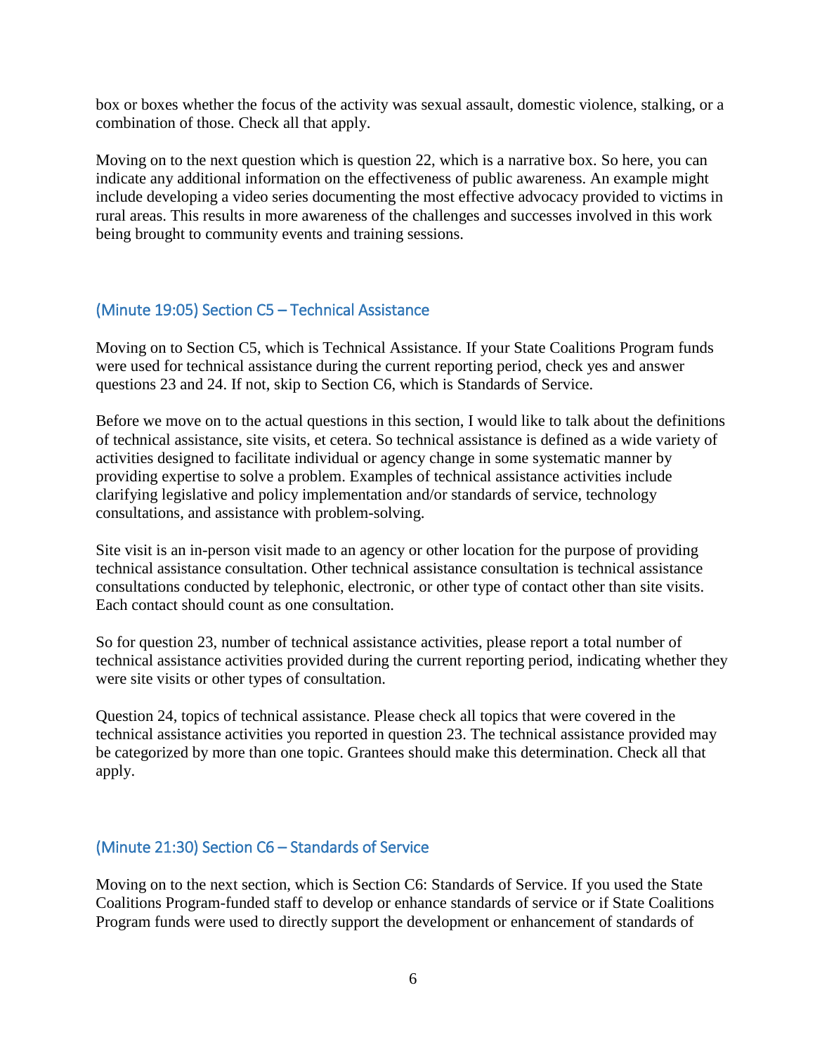box or boxes whether the focus of the activity was sexual assault, domestic violence, stalking, or a combination of those. Check all that apply.

Moving on to the next question which is question 22, which is a narrative box. So here, you can indicate any additional information on the effectiveness of public awareness. An example might include developing a video series documenting the most effective advocacy provided to victims in rural areas. This results in more awareness of the challenges and successes involved in this work being brought to community events and training sessions.

### (Minute 19:05) Section C5 – Technical Assistance

Moving on to Section C5, which is Technical Assistance. If your State Coalitions Program funds were used for technical assistance during the current reporting period, check yes and answer questions 23 and 24. If not, skip to Section C6, which is Standards of Service.

Before we move on to the actual questions in this section, I would like to talk about the definitions of technical assistance, site visits, et cetera. So technical assistance is defined as a wide variety of activities designed to facilitate individual or agency change in some systematic manner by providing expertise to solve a problem. Examples of technical assistance activities include clarifying legislative and policy implementation and/or standards of service, technology consultations, and assistance with problem-solving.

Site visit is an in-person visit made to an agency or other location for the purpose of providing technical assistance consultation. Other technical assistance consultation is technical assistance consultations conducted by telephonic, electronic, or other type of contact other than site visits. Each contact should count as one consultation.

So for question 23, number of technical assistance activities, please report a total number of technical assistance activities provided during the current reporting period, indicating whether they were site visits or other types of consultation.

Question 24, topics of technical assistance. Please check all topics that were covered in the technical assistance activities you reported in question 23. The technical assistance provided may be categorized by more than one topic. Grantees should make this determination. Check all that apply.

### (Minute 21:30) Section C6 – Standards of Service

Moving on to the next section, which is Section C6: Standards of Service. If you used the State Coalitions Program-funded staff to develop or enhance standards of service or if State Coalitions Program funds were used to directly support the development or enhancement of standards of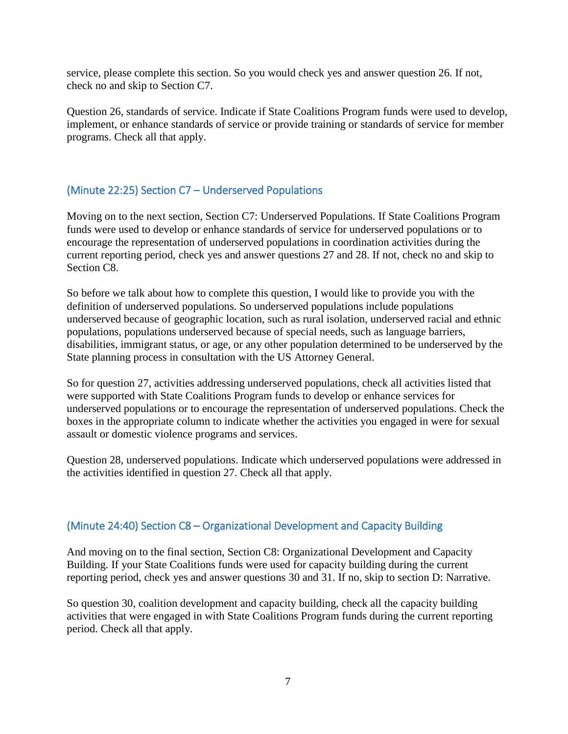service, please complete this section. So you would check yes and answer question 26. If not, check no and skip to Section C7.

Question 26, standards of service. Indicate if State Coalitions Program funds were used to develop, implement, or enhance standards of service or provide training or standards of service for member programs. Check all that apply.

## (Minute 22:25) Section C7 – Underserved Populations

Moving on to the next section, Section C7: Underserved Populations. If State Coalitions Program funds were used to develop or enhance standards of service for underserved populations or to encourage the representation of underserved populations in coordination activities during the current reporting period, check yes and answer questions 27 and 28. If not, check no and skip to Section C8.

So before we talk about how to complete this question, I would like to provide you with the definition of underserved populations. So underserved populations include populations underserved because of geographic location, such as rural isolation, underserved racial and ethnic populations, populations underserved because of special needs, such as language barriers, disabilities, immigrant status, or age, or any other population determined to be underserved by the State planning process in consultation with the US Attorney General.

So for question 27, activities addressing underserved populations, check all activities listed that were supported with State Coalitions Program funds to develop or enhance services for underserved populations or to encourage the representation of underserved populations. Check the boxes in the appropriate column to indicate whether the activities you engaged in were for sexual assault or domestic violence programs and services.

Question 28, underserved populations. Indicate which underserved populations were addressed in the activities identified in question 27. Check all that apply.

## (Minute 24:40) Section C8 – Organizational Development and Capacity Building

And moving on to the final section, Section C8: Organizational Development and Capacity Building. If your State Coalitions funds were used for capacity building during the current reporting period, check yes and answer questions 30 and 31. If no, skip to section D: Narrative.

So question 30, coalition development and capacity building, check all the capacity building activities that were engaged in with State Coalitions Program funds during the current reporting period. Check all that apply.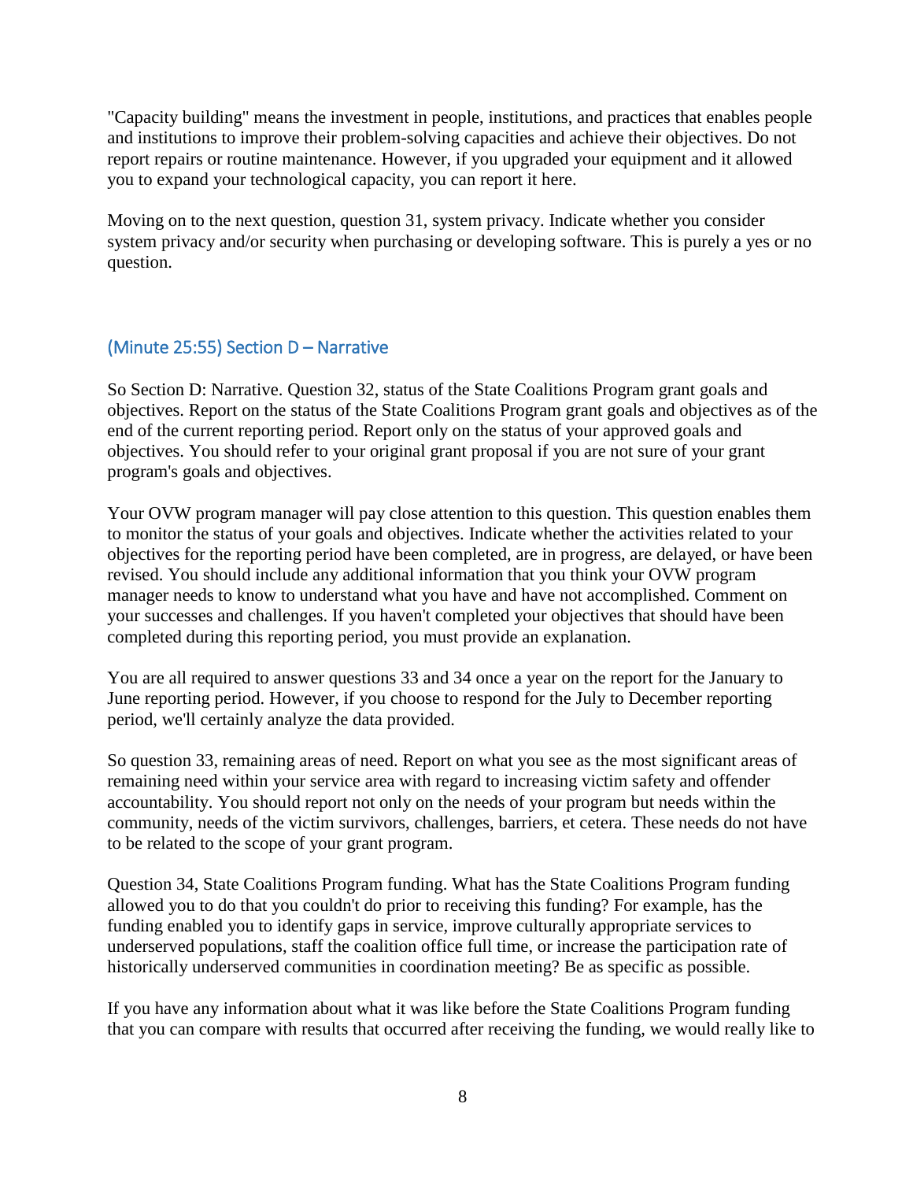"Capacity building" means the investment in people, institutions, and practices that enables people and institutions to improve their problem-solving capacities and achieve their objectives. Do not report repairs or routine maintenance. However, if you upgraded your equipment and it allowed you to expand your technological capacity, you can report it here.

Moving on to the next question, question 31, system privacy. Indicate whether you consider system privacy and/or security when purchasing or developing software. This is purely a yes or no question.

## (Minute 25:55) Section D – Narrative

So Section D: Narrative. Question 32, status of the State Coalitions Program grant goals and objectives. Report on the status of the State Coalitions Program grant goals and objectives as of the end of the current reporting period. Report only on the status of your approved goals and objectives. You should refer to your original grant proposal if you are not sure of your grant program's goals and objectives.

Your OVW program manager will pay close attention to this question. This question enables them to monitor the status of your goals and objectives. Indicate whether the activities related to your objectives for the reporting period have been completed, are in progress, are delayed, or have been revised. You should include any additional information that you think your OVW program manager needs to know to understand what you have and have not accomplished. Comment on your successes and challenges. If you haven't completed your objectives that should have been completed during this reporting period, you must provide an explanation.

You are all required to answer questions 33 and 34 once a year on the report for the January to June reporting period. However, if you choose to respond for the July to December reporting period, we'll certainly analyze the data provided.

So question 33, remaining areas of need. Report on what you see as the most significant areas of remaining need within your service area with regard to increasing victim safety and offender accountability. You should report not only on the needs of your program but needs within the community, needs of the victim survivors, challenges, barriers, et cetera. These needs do not have to be related to the scope of your grant program.

Question 34, State Coalitions Program funding. What has the State Coalitions Program funding allowed you to do that you couldn't do prior to receiving this funding? For example, has the funding enabled you to identify gaps in service, improve culturally appropriate services to underserved populations, staff the coalition office full time, or increase the participation rate of historically underserved communities in coordination meeting? Be as specific as possible.

If you have any information about what it was like before the State Coalitions Program funding that you can compare with results that occurred after receiving the funding, we would really like to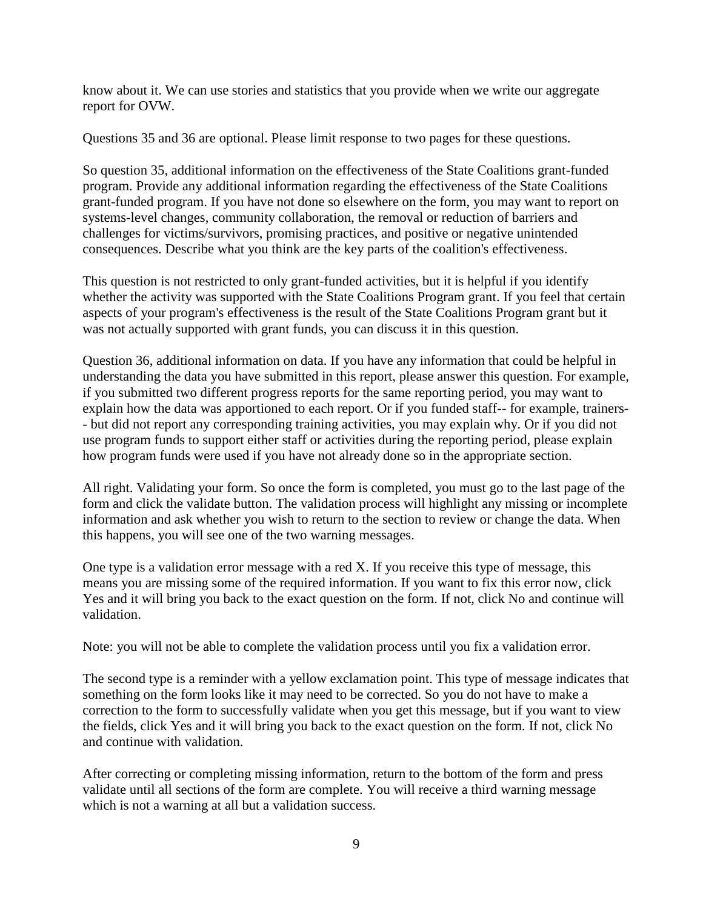know about it. We can use stories and statistics that you provide when we write our aggregate report for OVW.

Questions 35 and 36 are optional. Please limit response to two pages for these questions.

So question 35, additional information on the effectiveness of the State Coalitions grant-funded program. Provide any additional information regarding the effectiveness of the State Coalitions grant-funded program. If you have not done so elsewhere on the form, you may want to report on systems-level changes, community collaboration, the removal or reduction of barriers and challenges for victims/survivors, promising practices, and positive or negative unintended consequences. Describe what you think are the key parts of the coalition's effectiveness.

This question is not restricted to only grant-funded activities, but it is helpful if you identify whether the activity was supported with the State Coalitions Program grant. If you feel that certain aspects of your program's effectiveness is the result of the State Coalitions Program grant but it was not actually supported with grant funds, you can discuss it in this question.

Question 36, additional information on data. If you have any information that could be helpful in understanding the data you have submitted in this report, please answer this question. For example, if you submitted two different progress reports for the same reporting period, you may want to explain how the data was apportioned to each report. Or if you funded staff-- for example, trainers-- but did not report any corresponding training activities, you may explain why. Or if you did not use program funds to support either staff or activities during the reporting period, please explain how program funds were used if you have not already done so in the appropriate section.

All right. Validating your form. So once the form is completed, you must go to the last page of the form and click the validate button. The validation process will highlight any missing or incomplete information and ask whether you wish to return to the section to review or change the data. When this happens, you will see one of the two warning messages.

One type is a validation error message with a red X. If you receive this type of message, this means you are missing some of the required information. If you want to fix this error now, click Yes and it will bring you back to the exact question on the form. If not, click No and continue will validation.

Note: you will not be able to complete the validation process until you fix a validation error.

The second type is a reminder with a yellow exclamation point. This type of message indicates that something on the form looks like it may need to be corrected. So you do not have to make a correction to the form to successfully validate when you get this message, but if you want to view the fields, click Yes and it will bring you back to the exact question on the form. If not, click No and continue with validation.

After correcting or completing missing information, return to the bottom of the form and press validate until all sections of the form are complete. You will receive a third warning message which is not a warning at all but a validation success.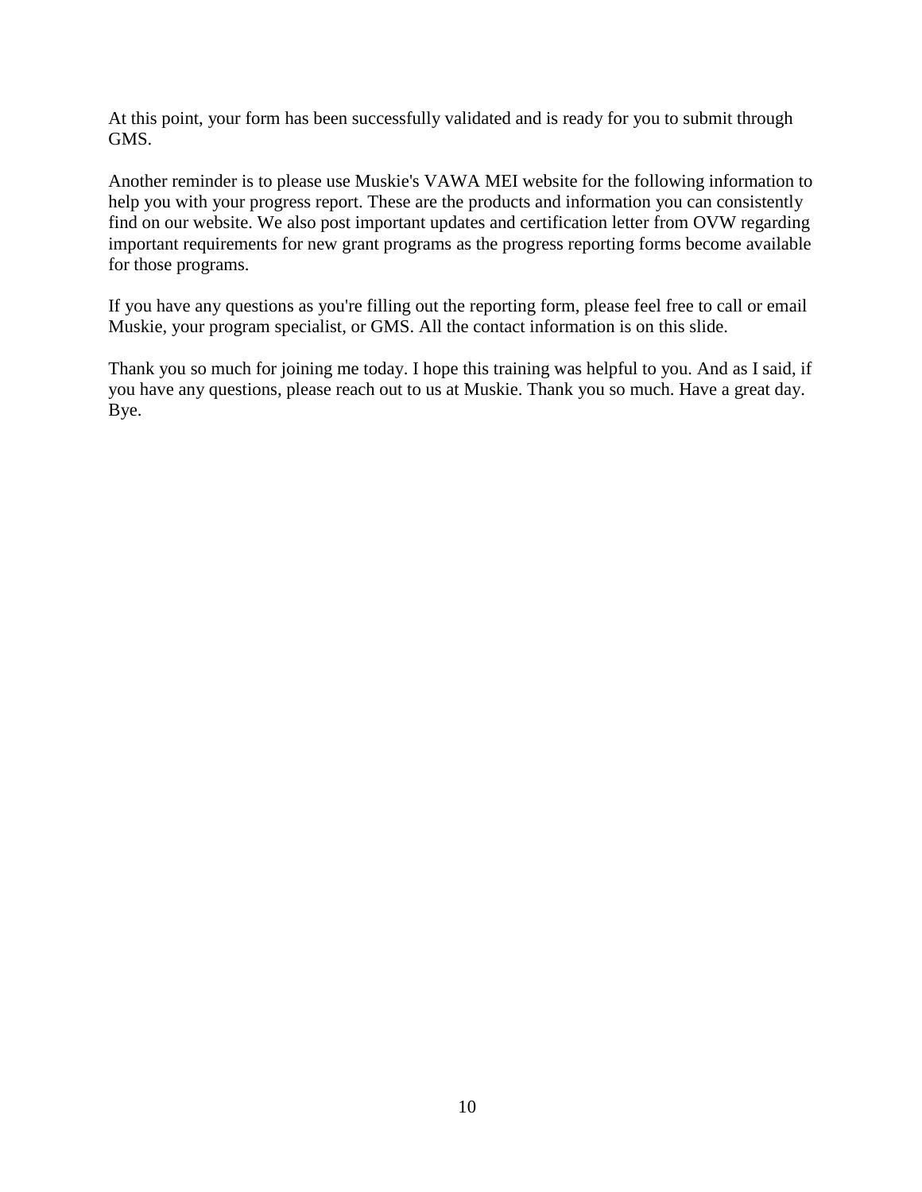At this point, your form has been successfully validated and is ready for you to submit through GMS.

Another reminder is to please use Muskie's VAWA MEI website for the following information to help you with your progress report. These are the products and information you can consistently find on our website. We also post important updates and certification letter from OVW regarding important requirements for new grant programs as the progress reporting forms become available for those programs.

If you have any questions as you're filling out the reporting form, please feel free to call or email Muskie, your program specialist, or GMS. All the contact information is on this slide.

Thank you so much for joining me today. I hope this training was helpful to you. And as I said, if you have any questions, please reach out to us at Muskie. Thank you so much. Have a great day. Bye.